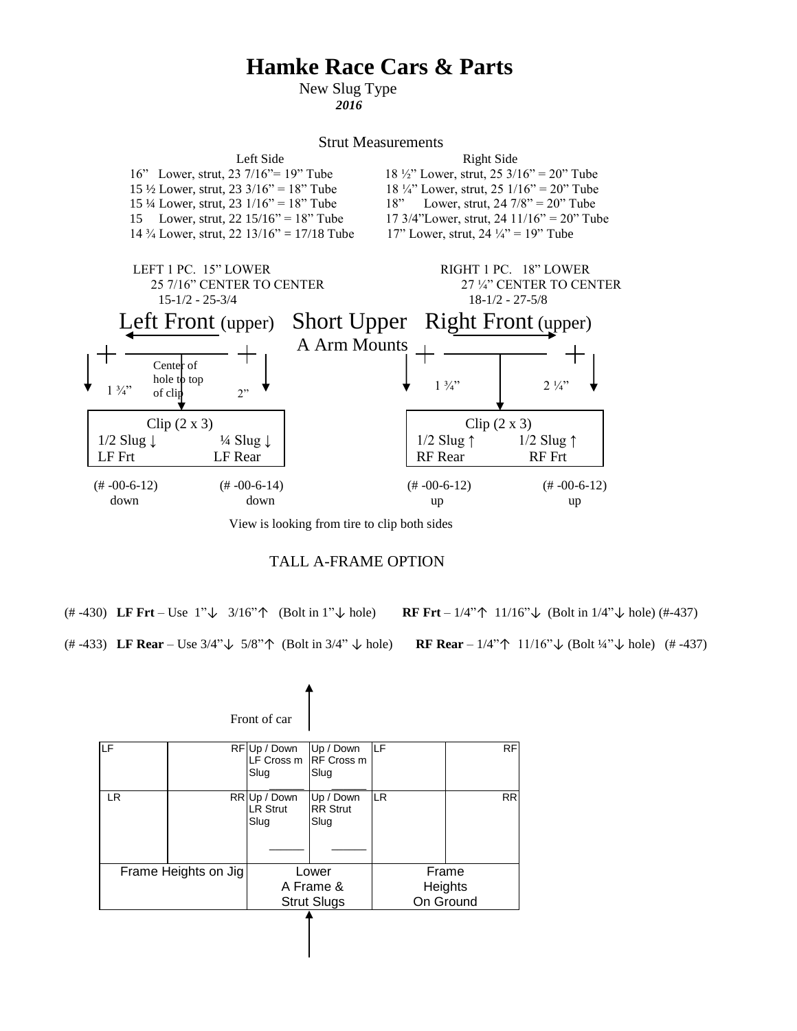# Hamke Race Cars & Parts

New Slug Type
***2016***

## Strut Measurements

| Left Side | Right Side |
|---|---|
| 16" Lower, strut, 23 7/16"= 19" Tube | 18 ½" Lower, strut, 25 3/16" = 20" Tube |
| 15 ½ Lower, strut, 23 3/16" = 18" Tube | 18 ¼" Lower, strut, 25 1/16" = 20" Tube |
| 15 ¼ Lower, strut, 23 1/16" = 18" Tube | 18" Lower, strut, 24 7/8" = 20" Tube |
| 15 Lower, strut, 22 15/16" = 18" Tube | 17 3/4"Lower, strut, 24 11/16" = 20" Tube |
| 14 ¾ Lower, strut, 22 13/16" = 17/18 Tube | 17" Lower, strut, 24 ¼" = 19" Tube |

LEFT 1 PC. 15" LOWER
25 7/16" CENTER TO CENTER
15-1/2 - 25-3/4

RIGHT 1 PC. 18" LOWER
27 ¼" CENTER TO CENTER
18-1/2 - 27-5/8

## Short Upper A Arm Mounts

**Left Front** (upper)

1 ¾" — Center of hole to top of clip — 2"

Clip (2 x 3)
1/2 Slug ↓ LF Frt — ¼ Slug ↓ LF Rear

(# -00-6-12) down — (# -00-6-14) down

**Right Front** (upper)

1 ¾" — 2 ¼"

Clip (2 x 3)
1/2 Slug ↑ RF Rear — 1/2 Slug ↑ RF Frt

(# -00-6-12) up — (# -00-6-12) up

View is looking from tire to clip both sides

## TALL A-FRAME OPTION

(# -430) **LF Frt** – Use 1"↓ 3/16"↑ (Bolt in 1"↓ hole) **RF Frt** – 1/4"↑ 11/16"↓ (Bolt in 1/4"↓ hole) (#-437)

(# -433) **LF Rear** – Use 3/4"↓ 5/8"↑ (Bolt in 3/4" ↓ hole) **RF Rear** – 1/4"↑ 11/16"↓ (Bolt ¼"↓ hole) (# -437)

Front of car ↑

| LF | RF | Up / Down LF Cross m Slug ______ | Up / Down RF Cross m Slug ______ | LF | RF |
|---|---|---|---|---|---|
| LR | RR | Up / Down LR Strut Slug ______ | Up / Down RR Strut Slug ______ | LR | RR |
| Frame Heights on Jig | | Lower A Frame & Strut Slugs | | Frame Heights On Ground | |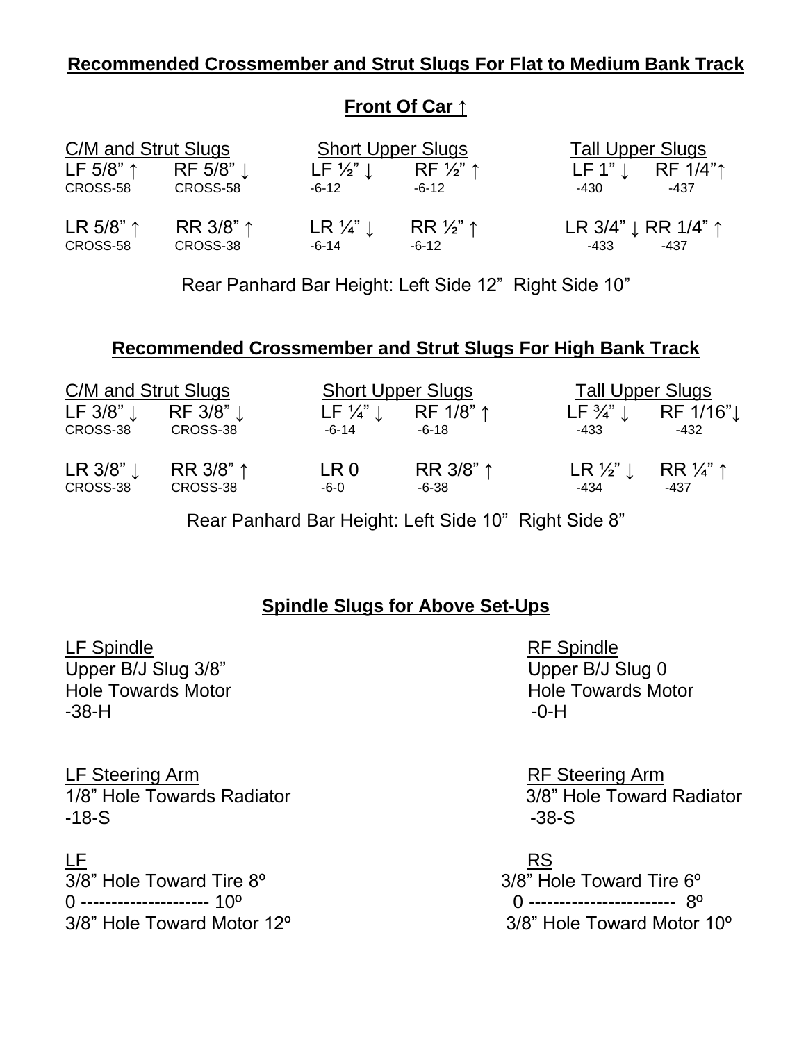## Recommended Crossmember and Strut Slugs For Flat to Medium Bank Track

**Front Of Car ↑**

| C/M and Strut Slugs | | Short Upper Slugs | | Tall Upper Slugs | |
|---|---|---|---|---|---|
| LF 5/8" ↑ | RF 5/8" ↓ | LF ½" ↓ | RF ½" ↑ | LF 1" ↓ | RF 1/4"↑ |
| CROSS-58 | CROSS-58 | -6-12 | -6-12 | -430 | -437 |
| LR 5/8" ↑ | RR 3/8" ↑ | LR ¼" ↓ | RR ½" ↑ | LR 3/4" ↓ | RR 1/4" ↑ |
| CROSS-58 | CROSS-38 | -6-14 | -6-12 | -433 | -437 |

Rear Panhard Bar Height: Left Side 12" Right Side 10"

## Recommended Crossmember and Strut Slugs For High Bank Track

| C/M and Strut Slugs | | Short Upper Slugs | | Tall Upper Slugs | |
|---|---|---|---|---|---|
| LF 3/8" ↓ | RF 3/8" ↓ | LF ¼" ↓ | RF 1/8" ↑ | LF ¾" ↓ | RF 1/16"↓ |
| CROSS-38 | CROSS-38 | -6-14 | -6-18 | -433 | -432 |
| LR 3/8" ↓ | RR 3/8" ↑ | LR 0 | RR 3/8" ↑ | LR ½" ↓ | RR ¼" ↑ |
| CROSS-38 | CROSS-38 | -6-0 | -6-38 | -434 | -437 |

Rear Panhard Bar Height: Left Side 10" Right Side 8"

## Spindle Slugs for Above Set-Ups

LF Spindle
Upper B/J Slug 3/8"
Hole Towards Motor
-38-H

RF Spindle
Upper B/J Slug 0
Hole Towards Motor
-0-H

LF Steering Arm
1/8" Hole Towards Radiator
-18-S

RF Steering Arm
3/8" Hole Toward Radiator
-38-S

LF
3/8" Hole Toward Tire 8º
0 --------------------- 10º
3/8" Hole Toward Motor 12º

RS
3/8" Hole Toward Tire 6º
0 ----------------------- 8º
3/8" Hole Toward Motor 10º